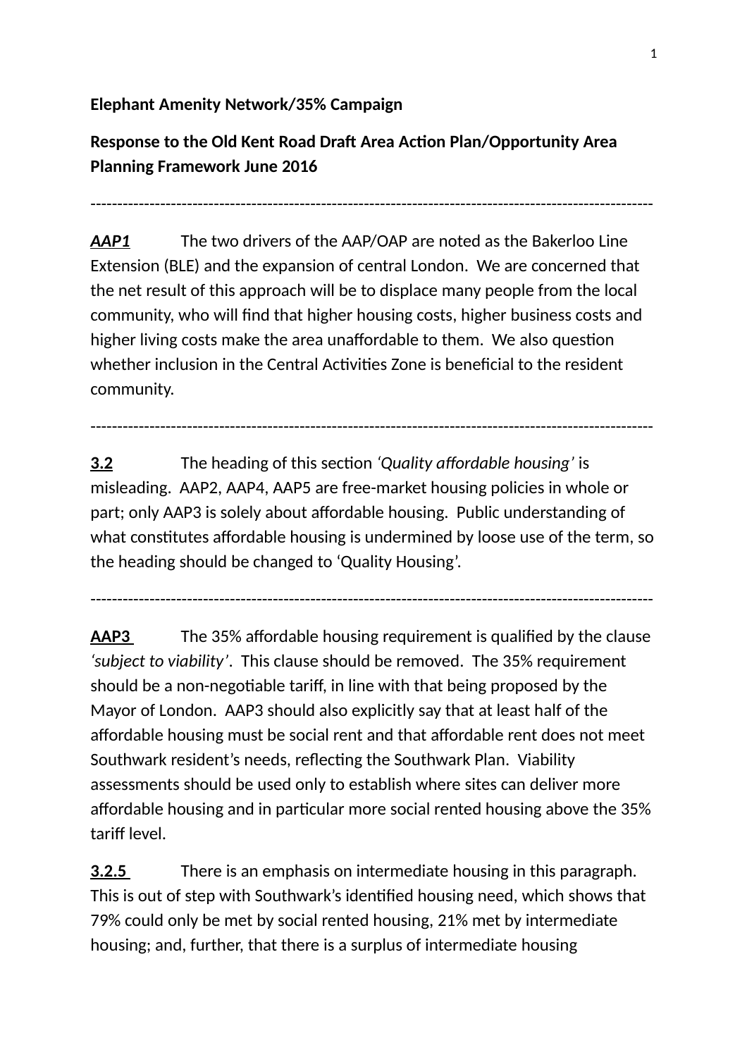**Elephant Amenity Network/35% Campaign**

**Response to the Old Kent Road Draft Area Action Plan/Opportunity Area Planning Framework June 2016**

---

***AAP1*** The two drivers of the AAP/OAP are noted as the Bakerloo Line Extension (BLE) and the expansion of central London. We are concerned that the net result of this approach will be to displace many people from the local community, who will find that higher housing costs, higher business costs and higher living costs make the area unaffordable to them. We also question whether inclusion in the Central Activities Zone is beneficial to the resident community.

---

**3.2** The heading of this section *'Quality affordable housing'* is misleading. AAP2, AAP4, AAP5 are free-market housing policies in whole or part; only AAP3 is solely about affordable housing. Public understanding of what constitutes affordable housing is undermined by loose use of the term, so the heading should be changed to 'Quality Housing'.

---

**AAP3** The 35% affordable housing requirement is qualified by the clause *'subject to viability'*. This clause should be removed. The 35% requirement should be a non-negotiable tariff, in line with that being proposed by the Mayor of London. AAP3 should also explicitly say that at least half of the affordable housing must be social rent and that affordable rent does not meet Southwark resident's needs, reflecting the Southwark Plan. Viability assessments should be used only to establish where sites can deliver more affordable housing and in particular more social rented housing above the 35% tariff level.

**3.2.5** There is an emphasis on intermediate housing in this paragraph. This is out of step with Southwark's identified housing need, which shows that 79% could only be met by social rented housing, 21% met by intermediate housing; and, further, that there is a surplus of intermediate housing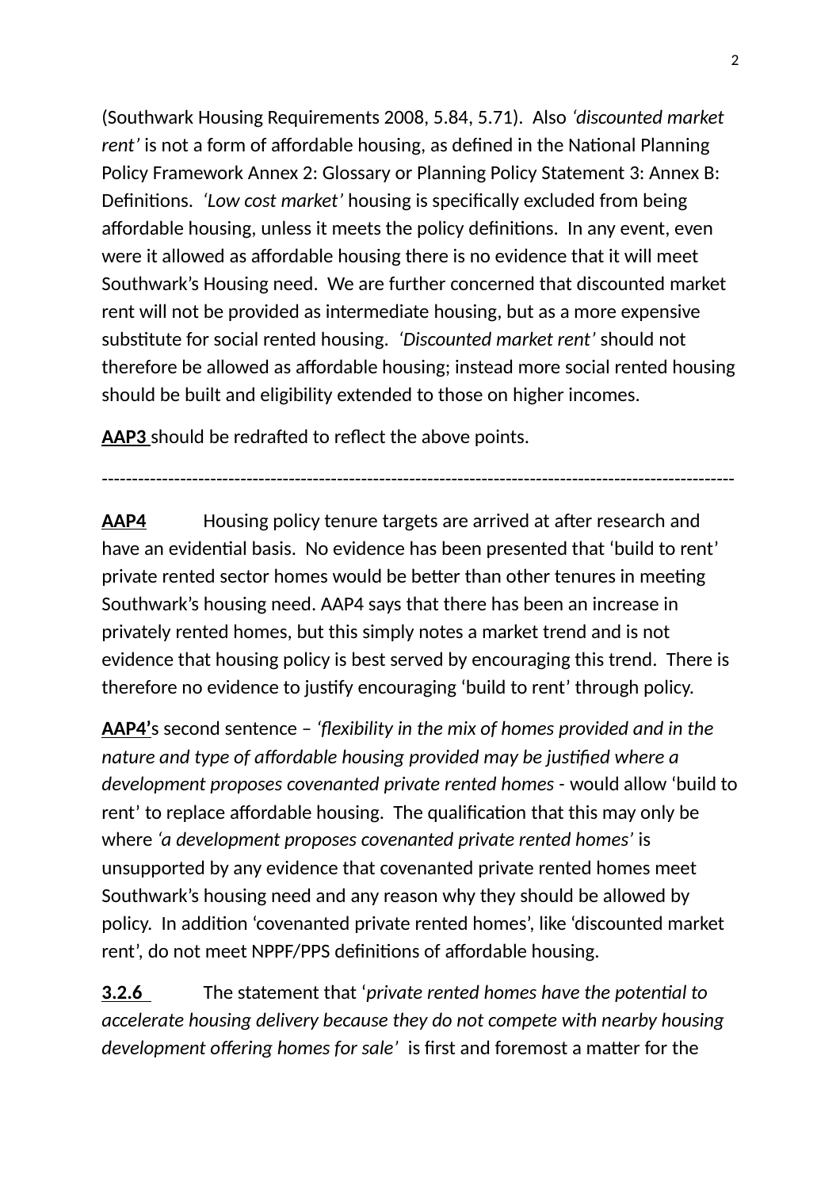(Southwark Housing Requirements 2008, 5.84, 5.71). Also *'discounted market rent'* is not a form of affordable housing, as defined in the National Planning Policy Framework Annex 2: Glossary or Planning Policy Statement 3: Annex B: Definitions. *'Low cost market'* housing is specifically excluded from being affordable housing, unless it meets the policy definitions. In any event, even were it allowed as affordable housing there is no evidence that it will meet Southwark's Housing need. We are further concerned that discounted market rent will not be provided as intermediate housing, but as a more expensive substitute for social rented housing. *'Discounted market rent'* should not therefore be allowed as affordable housing; instead more social rented housing should be built and eligibility extended to those on higher incomes.

**AAP3** should be redrafted to reflect the above points.

---

**AAP4** Housing policy tenure targets are arrived at after research and have an evidential basis. No evidence has been presented that 'build to rent' private rented sector homes would be better than other tenures in meeting Southwark's housing need. AAP4 says that there has been an increase in privately rented homes, but this simply notes a market trend and is not evidence that housing policy is best served by encouraging this trend. There is therefore no evidence to justify encouraging 'build to rent' through policy.

**AAP4'**s second sentence – *'flexibility in the mix of homes provided and in the nature and type of affordable housing provided may be justified where a development proposes covenanted private rented homes* - would allow 'build to rent' to replace affordable housing. The qualification that this may only be where *'a development proposes covenanted private rented homes'* is unsupported by any evidence that covenanted private rented homes meet Southwark's housing need and any reason why they should be allowed by policy. In addition 'covenanted private rented homes', like 'discounted market rent', do not meet NPPF/PPS definitions of affordable housing.

**3.2.6** The statement that '*private rented homes have the potential to accelerate housing delivery because they do not compete with nearby housing development offering homes for sale'* is first and foremost a matter for the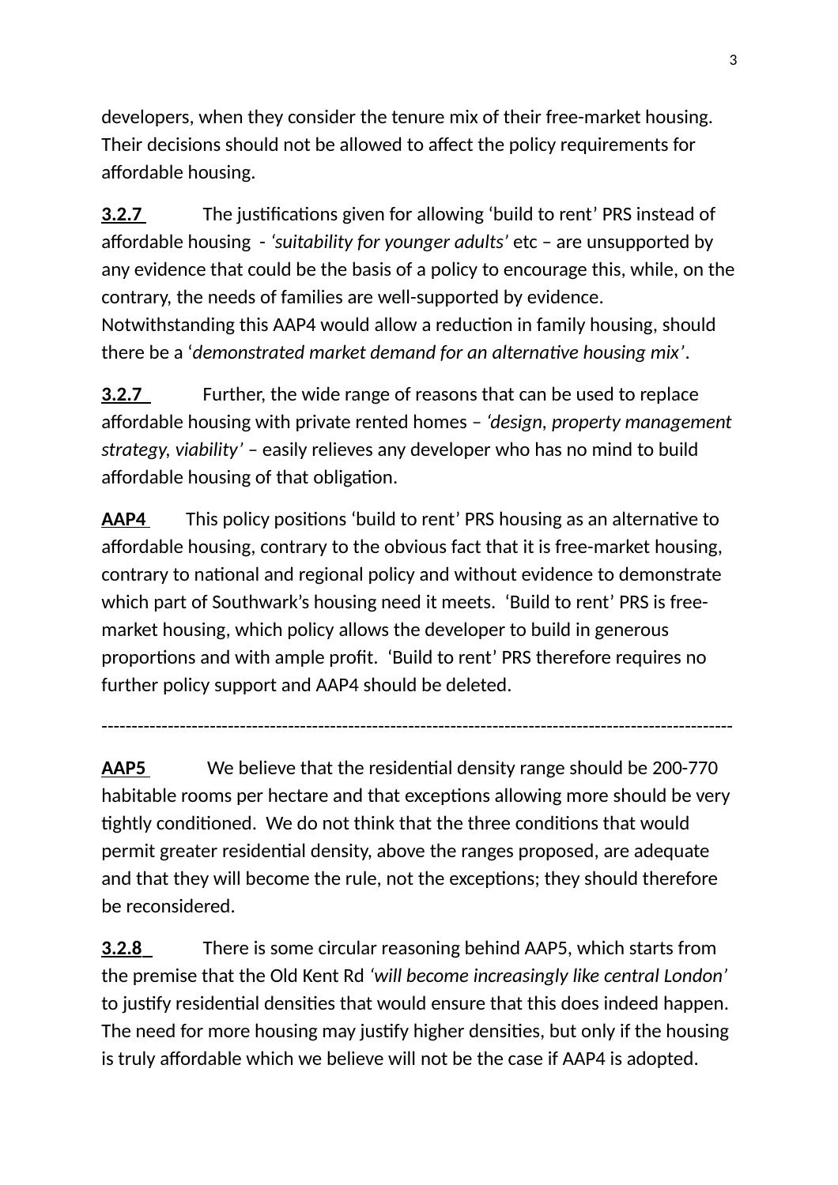developers, when they consider the tenure mix of their free-market housing. Their decisions should not be allowed to affect the policy requirements for affordable housing.

**3.2.7** The justifications given for allowing 'build to rent' PRS instead of affordable housing - *'suitability for younger adults'* etc – are unsupported by any evidence that could be the basis of a policy to encourage this, while, on the contrary, the needs of families are well-supported by evidence. Notwithstanding this AAP4 would allow a reduction in family housing, should there be a '*demonstrated market demand for an alternative housing mix'*.

**3.2.7** Further, the wide range of reasons that can be used to replace affordable housing with private rented homes – *'design, property management strategy, viability'* – easily relieves any developer who has no mind to build affordable housing of that obligation.

**AAP4** This policy positions 'build to rent' PRS housing as an alternative to affordable housing, contrary to the obvious fact that it is free-market housing, contrary to national and regional policy and without evidence to demonstrate which part of Southwark's housing need it meets. 'Build to rent' PRS is free-market housing, which policy allows the developer to build in generous proportions and with ample profit. 'Build to rent' PRS therefore requires no further policy support and AAP4 should be deleted.

---

**AAP5** We believe that the residential density range should be 200-770 habitable rooms per hectare and that exceptions allowing more should be very tightly conditioned. We do not think that the three conditions that would permit greater residential density, above the ranges proposed, are adequate and that they will become the rule, not the exceptions; they should therefore be reconsidered.

**3.2.8** There is some circular reasoning behind AAP5, which starts from the premise that the Old Kent Rd *'will become increasingly like central London'* to justify residential densities that would ensure that this does indeed happen. The need for more housing may justify higher densities, but only if the housing is truly affordable which we believe will not be the case if AAP4 is adopted.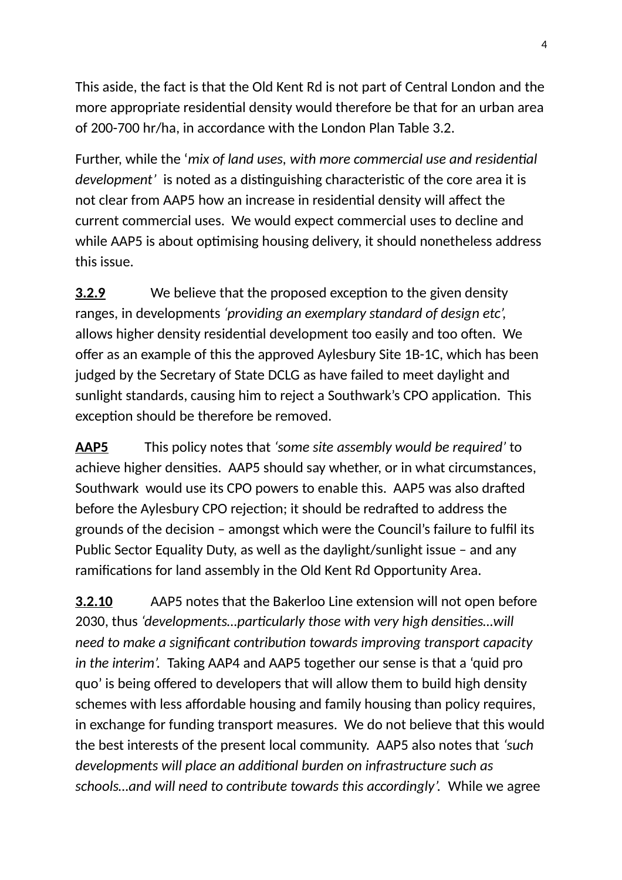This aside, the fact is that the Old Kent Rd is not part of Central London and the more appropriate residential density would therefore be that for an urban area of 200-700 hr/ha, in accordance with the London Plan Table 3.2.

Further, while the '*mix of land uses, with more commercial use and residential development'* is noted as a distinguishing characteristic of the core area it is not clear from AAP5 how an increase in residential density will affect the current commercial uses. We would expect commercial uses to decline and while AAP5 is about optimising housing delivery, it should nonetheless address this issue.

**3.2.9** We believe that the proposed exception to the given density ranges, in developments *'providing an exemplary standard of design etc'*, allows higher density residential development too easily and too often. We offer as an example of this the approved Aylesbury Site 1B-1C, which has been judged by the Secretary of State DCLG as have failed to meet daylight and sunlight standards, causing him to reject a Southwark's CPO application. This exception should be therefore be removed.

**AAP5** This policy notes that *'some site assembly would be required'* to achieve higher densities. AAP5 should say whether, or in what circumstances, Southwark would use its CPO powers to enable this. AAP5 was also drafted before the Aylesbury CPO rejection; it should be redrafted to address the grounds of the decision – amongst which were the Council's failure to fulfil its Public Sector Equality Duty, as well as the daylight/sunlight issue – and any ramifications for land assembly in the Old Kent Rd Opportunity Area.

**3.2.10** AAP5 notes that the Bakerloo Line extension will not open before 2030, thus *'developments…particularly those with very high densities…will need to make a significant contribution towards improving transport capacity in the interim'.* Taking AAP4 and AAP5 together our sense is that a 'quid pro quo' is being offered to developers that will allow them to build high density schemes with less affordable housing and family housing than policy requires, in exchange for funding transport measures. We do not believe that this would the best interests of the present local community. AAP5 also notes that *'such developments will place an additional burden on infrastructure such as schools…and will need to contribute towards this accordingly'.* While we agree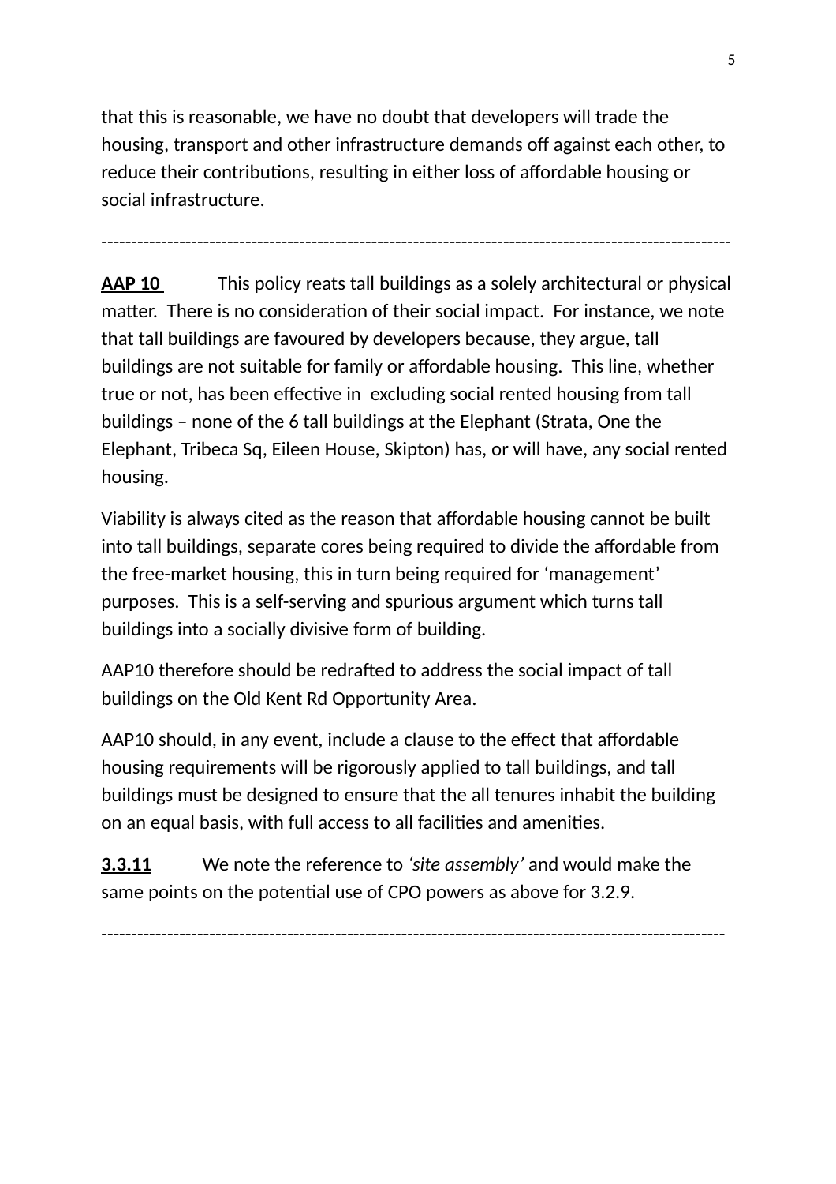that this is reasonable, we have no doubt that developers will trade the housing, transport and other infrastructure demands off against each other, to reduce their contributions, resulting in either loss of affordable housing or social infrastructure.

---

**AAP 10** This policy reats tall buildings as a solely architectural or physical matter. There is no consideration of their social impact. For instance, we note that tall buildings are favoured by developers because, they argue, tall buildings are not suitable for family or affordable housing. This line, whether true or not, has been effective in excluding social rented housing from tall buildings – none of the 6 tall buildings at the Elephant (Strata, One the Elephant, Tribeca Sq, Eileen House, Skipton) has, or will have, any social rented housing.

Viability is always cited as the reason that affordable housing cannot be built into tall buildings, separate cores being required to divide the affordable from the free-market housing, this in turn being required for 'management' purposes. This is a self-serving and spurious argument which turns tall buildings into a socially divisive form of building.

AAP10 therefore should be redrafted to address the social impact of tall buildings on the Old Kent Rd Opportunity Area.

AAP10 should, in any event, include a clause to the effect that affordable housing requirements will be rigorously applied to tall buildings, and tall buildings must be designed to ensure that the all tenures inhabit the building on an equal basis, with full access to all facilities and amenities.

**3.3.11** We note the reference to *'site assembly'* and would make the same points on the potential use of CPO powers as above for 3.2.9.

---